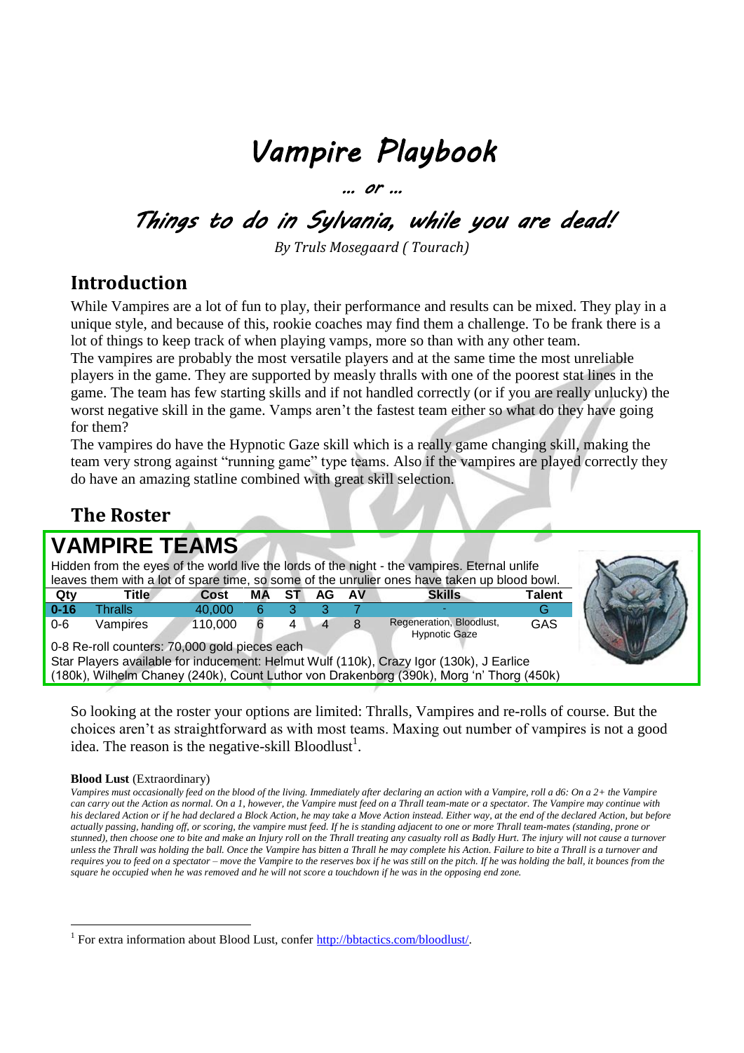# Vampire Playbook

*... or ...*

## Things to do in Sylvania, while you are dead!

*By Truls Mosegaard ( Tourach)*

## Introduction

While Vampires are a lot of fun to play, their performance and results can be mixed. They play in a unique style, and because of this, rookie coaches may find them a challenge. To be frank there is a lot of things to keep track of when playing vamps, more so than with any other team.

The vampires are probably the most versatile players and at the same time the most unreliable players in the game. They are supported by measly thralls with one of the poorest stat lines in the game. The team has few starting skills and if not handled correctly (or if you are really unlucky) the worst negative skill in the game. Vamps aren't the fastest team either so what do they have going for them?

The vampires do have the Hypnotic Gaze skill which is a really game changing skill, making the team very strong against "running game" type teams. Also if the vampires are played correctly they do have an amazing statline combined with great skill selection.

## The Roster

### VAMPIRE TEAMS

Hidden from the eyes of the world live the lords of the night - the vampires. Eternal unlife leaves them with a lot of spare time, so some of the unrulier ones have taken up blood bowl.

| Qty | Title | Cost | MA | ST | AG | AV | Skills | Talent |
|---|---|---|---|---|---|---|---|---|
| 0-16 | Thralls | 40,000 | 6 | 3 | 3 | 7 | - | G |
| 0-6 | Vampires | 110,000 | 6 | 4 | 4 | 8 | Regeneration, Bloodlust, Hypnotic Gaze | GAS |

0-8 Re-roll counters: 70,000 gold pieces each

Star Players available for inducement: Helmut Wulf (110k), Crazy Igor (130k), J Earlice (180k), Wilhelm Chaney (240k), Count Luthor von Drakenborg (390k), Morg 'n' Thorg (450k)

So looking at the roster your options are limited: Thralls, Vampires and re-rolls of course. But the choices aren't as straightforward as with most teams. Maxing out number of vampires is not a good idea. The reason is the negative-skill Bloodlust[1].

**Blood Lust** (Extraordinary)

*Vampires must occasionally feed on the blood of the living. Immediately after declaring an action with a Vampire, roll a d6: On a 2+ the Vampire can carry out the Action as normal. On a 1, however, the Vampire must feed on a Thrall team-mate or a spectator. The Vampire may continue with his declared Action or if he had declared a Block Action, he may take a Move Action instead. Either way, at the end of the declared Action, but before actually passing, handing off, or scoring, the vampire must feed. If he is standing adjacent to one or more Thrall team-mates (standing, prone or stunned), then choose one to bite and make an Injury roll on the Thrall treating any casualty roll as Badly Hurt. The injury will not cause a turnover unless the Thrall was holding the ball. Once the Vampire has bitten a Thrall he may complete his Action. Failure to bite a Thrall is a turnover and requires you to feed on a spectator – move the Vampire to the reserves box if he was still on the pitch. If he was holding the ball, it bounces from the square he occupied when he was removed and he will not score a touchdown if he was in the opposing end zone.*

[1] For extra information about Blood Lust, confer http://bbtactics.com/bloodlust/.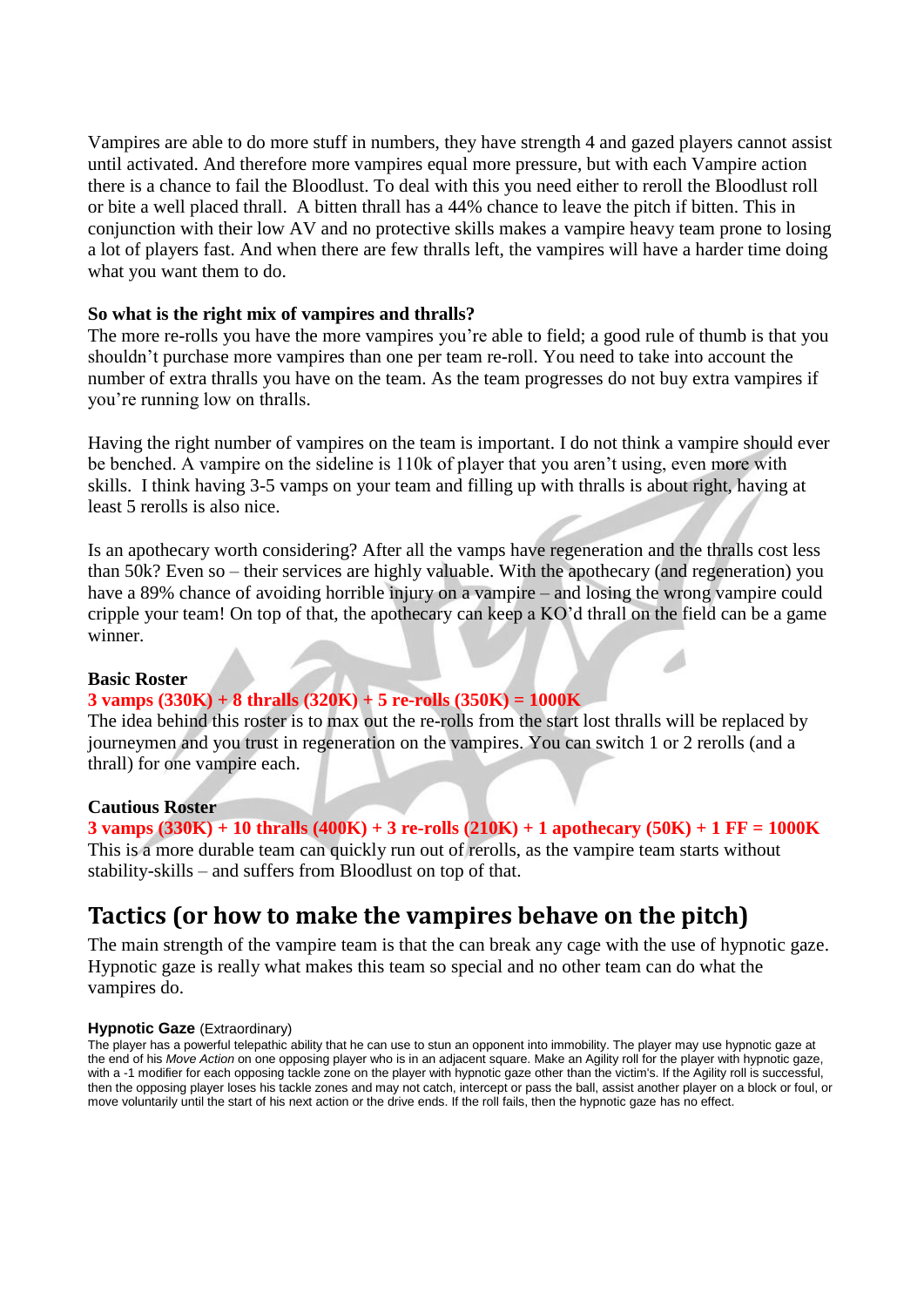Vampires are able to do more stuff in numbers, they have strength 4 and gazed players cannot assist until activated. And therefore more vampires equal more pressure, but with each Vampire action there is a chance to fail the Bloodlust. To deal with this you need either to reroll the Bloodlust roll or bite a well placed thrall. A bitten thrall has a 44% chance to leave the pitch if bitten. This in conjunction with their low AV and no protective skills makes a vampire heavy team prone to losing a lot of players fast. And when there are few thralls left, the vampires will have a harder time doing what you want them to do.

**So what is the right mix of vampires and thralls?**

The more re-rolls you have the more vampires you're able to field; a good rule of thumb is that you shouldn't purchase more vampires than one per team re-roll. You need to take into account the number of extra thralls you have on the team. As the team progresses do not buy extra vampires if you're running low on thralls.

Having the right number of vampires on the team is important. I do not think a vampire should ever be benched. A vampire on the sideline is 110k of player that you aren't using, even more with skills. I think having 3-5 vamps on your team and filling up with thralls is about right, having at least 5 rerolls is also nice.

Is an apothecary worth considering? After all the vamps have regeneration and the thralls cost less than 50k? Even so – their services are highly valuable. With the apothecary (and regeneration) you have a 89% chance of avoiding horrible injury on a vampire – and losing the wrong vampire could cripple your team! On top of that, the apothecary can keep a KO'd thrall on the field can be a game winner.

**Basic Roster**

**3 vamps (330K) + 8 thralls (320K) + 5 re-rolls (350K) = 1000K**

The idea behind this roster is to max out the re-rolls from the start lost thralls will be replaced by journeymen and you trust in regeneration on the vampires. You can switch 1 or 2 rerolls (and a thrall) for one vampire each.

**Cautious Roster**

**3 vamps (330K) + 10 thralls (400K) + 3 re-rolls (210K) + 1 apothecary (50K) + 1 FF = 1000K**

This is a more durable team can quickly run out of rerolls, as the vampire team starts without stability-skills – and suffers from Bloodlust on top of that.

## Tactics (or how to make the vampires behave on the pitch)

The main strength of the vampire team is that the can break any cage with the use of hypnotic gaze. Hypnotic gaze is really what makes this team so special and no other team can do what the vampires do.

**Hypnotic Gaze** (Extraordinary)

The player has a powerful telepathic ability that he can use to stun an opponent into immobility. The player may use hypnotic gaze at the end of his *Move Action* on one opposing player who is in an adjacent square. Make an Agility roll for the player with hypnotic gaze, with a -1 modifier for each opposing tackle zone on the player with hypnotic gaze other than the victim's. If the Agility roll is successful, then the opposing player loses his tackle zones and may not catch, intercept or pass the ball, assist another player on a block or foul, or move voluntarily until the start of his next action or the drive ends. If the roll fails, then the hypnotic gaze has no effect.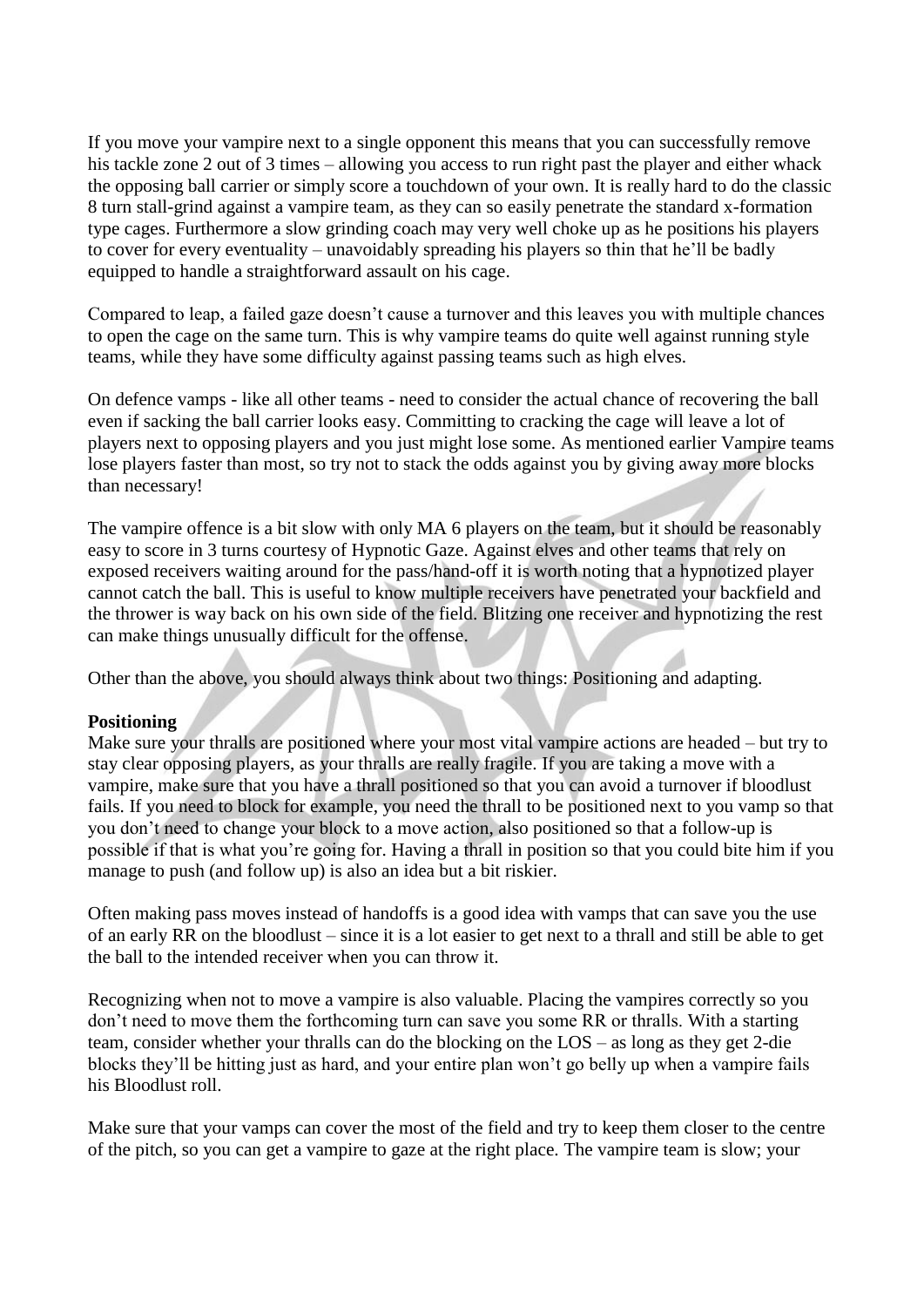If you move your vampire next to a single opponent this means that you can successfully remove his tackle zone 2 out of 3 times – allowing you access to run right past the player and either whack the opposing ball carrier or simply score a touchdown of your own. It is really hard to do the classic 8 turn stall-grind against a vampire team, as they can so easily penetrate the standard x-formation type cages. Furthermore a slow grinding coach may very well choke up as he positions his players to cover for every eventuality – unavoidably spreading his players so thin that he'll be badly equipped to handle a straightforward assault on his cage.

Compared to leap, a failed gaze doesn't cause a turnover and this leaves you with multiple chances to open the cage on the same turn. This is why vampire teams do quite well against running style teams, while they have some difficulty against passing teams such as high elves.

On defence vamps - like all other teams - need to consider the actual chance of recovering the ball even if sacking the ball carrier looks easy. Committing to cracking the cage will leave a lot of players next to opposing players and you just might lose some. As mentioned earlier Vampire teams lose players faster than most, so try not to stack the odds against you by giving away more blocks than necessary!

The vampire offence is a bit slow with only MA 6 players on the team, but it should be reasonably easy to score in 3 turns courtesy of Hypnotic Gaze. Against elves and other teams that rely on exposed receivers waiting around for the pass/hand-off it is worth noting that a hypnotized player cannot catch the ball. This is useful to know multiple receivers have penetrated your backfield and the thrower is way back on his own side of the field. Blitzing one receiver and hypnotizing the rest can make things unusually difficult for the offense.

Other than the above, you should always think about two things: Positioning and adapting.

**Positioning**

Make sure your thralls are positioned where your most vital vampire actions are headed – but try to stay clear opposing players, as your thralls are really fragile. If you are taking a move with a vampire, make sure that you have a thrall positioned so that you can avoid a turnover if bloodlust fails. If you need to block for example, you need the thrall to be positioned next to you vamp so that you don't need to change your block to a move action, also positioned so that a follow-up is possible if that is what you're going for. Having a thrall in position so that you could bite him if you manage to push (and follow up) is also an idea but a bit riskier.

Often making pass moves instead of handoffs is a good idea with vamps that can save you the use of an early RR on the bloodlust – since it is a lot easier to get next to a thrall and still be able to get the ball to the intended receiver when you can throw it.

Recognizing when not to move a vampire is also valuable. Placing the vampires correctly so you don't need to move them the forthcoming turn can save you some RR or thralls. With a starting team, consider whether your thralls can do the blocking on the LOS – as long as they get 2-die blocks they'll be hitting just as hard, and your entire plan won't go belly up when a vampire fails his Bloodlust roll.

Make sure that your vamps can cover the most of the field and try to keep them closer to the centre of the pitch, so you can get a vampire to gaze at the right place. The vampire team is slow; your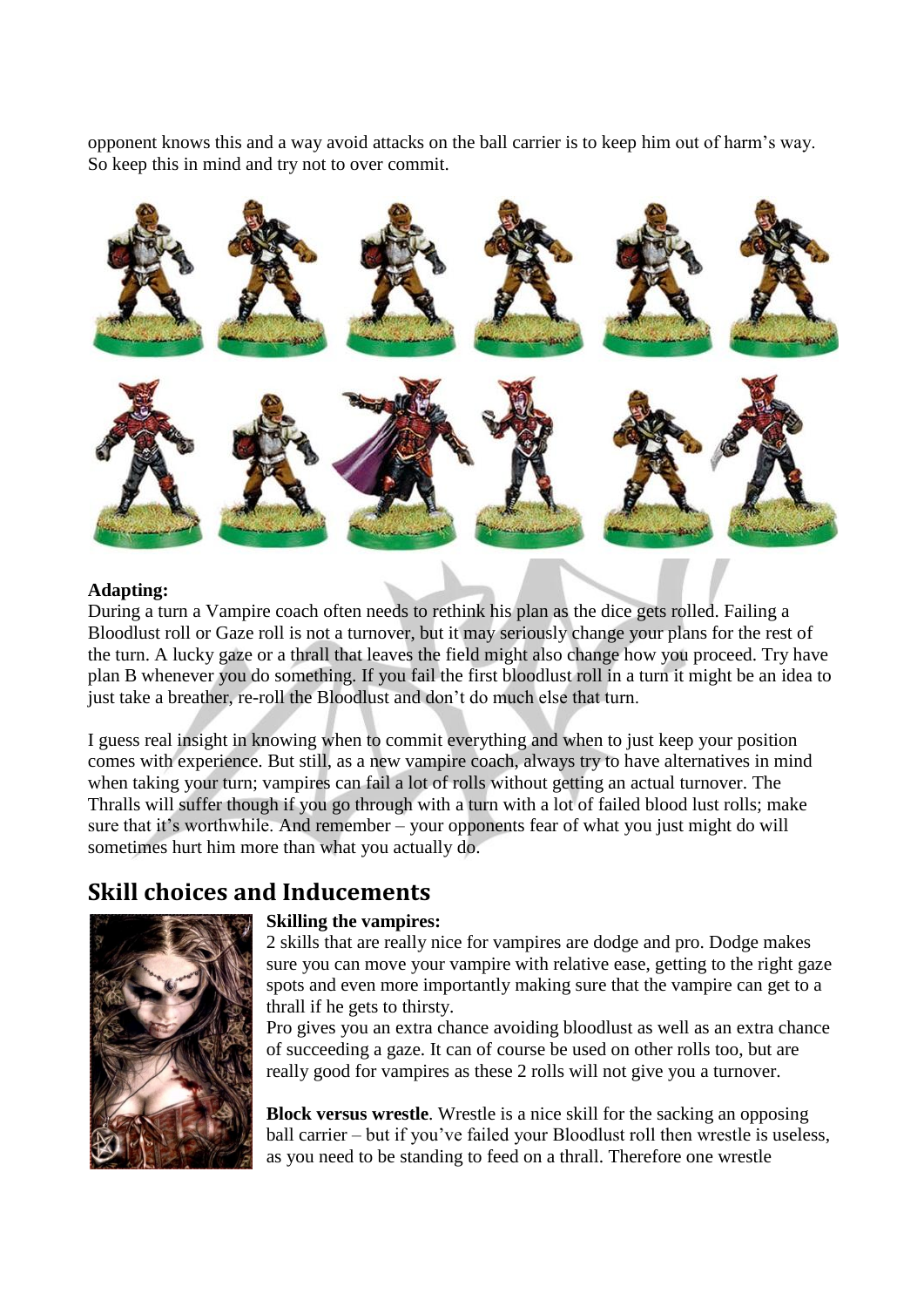opponent knows this and a way avoid attacks on the ball carrier is to keep him out of harm's way. So keep this in mind and try not to over commit.

**Adapting:**
During a turn a Vampire coach often needs to rethink his plan as the dice gets rolled. Failing a Bloodlust roll or Gaze roll is not a turnover, but it may seriously change your plans for the rest of the turn. A lucky gaze or a thrall that leaves the field might also change how you proceed. Try have plan B whenever you do something. If you fail the first bloodlust roll in a turn it might be an idea to just take a breather, re-roll the Bloodlust and don't do much else that turn.

I guess real insight in knowing when to commit everything and when to just keep your position comes with experience. But still, as a new vampire coach, always try to have alternatives in mind when taking your turn; vampires can fail a lot of rolls without getting an actual turnover. The Thralls will suffer though if you go through with a turn with a lot of failed blood lust rolls; make sure that it's worthwhile. And remember – your opponents fear of what you just might do will sometimes hurt him more than what you actually do.

## Skill choices and Inducements

**Skilling the vampires:**
2 skills that are really nice for vampires are dodge and pro. Dodge makes sure you can move your vampire with relative ease, getting to the right gaze spots and even more importantly making sure that the vampire can get to a thrall if he gets to thirsty.
Pro gives you an extra chance avoiding bloodlust as well as an extra chance of succeeding a gaze. It can of course be used on other rolls too, but are really good for vampires as these 2 rolls will not give you a turnover.

**Block versus wrestle**. Wrestle is a nice skill for the sacking an opposing ball carrier – but if you've failed your Bloodlust roll then wrestle is useless, as you need to be standing to feed on a thrall. Therefore one wrestle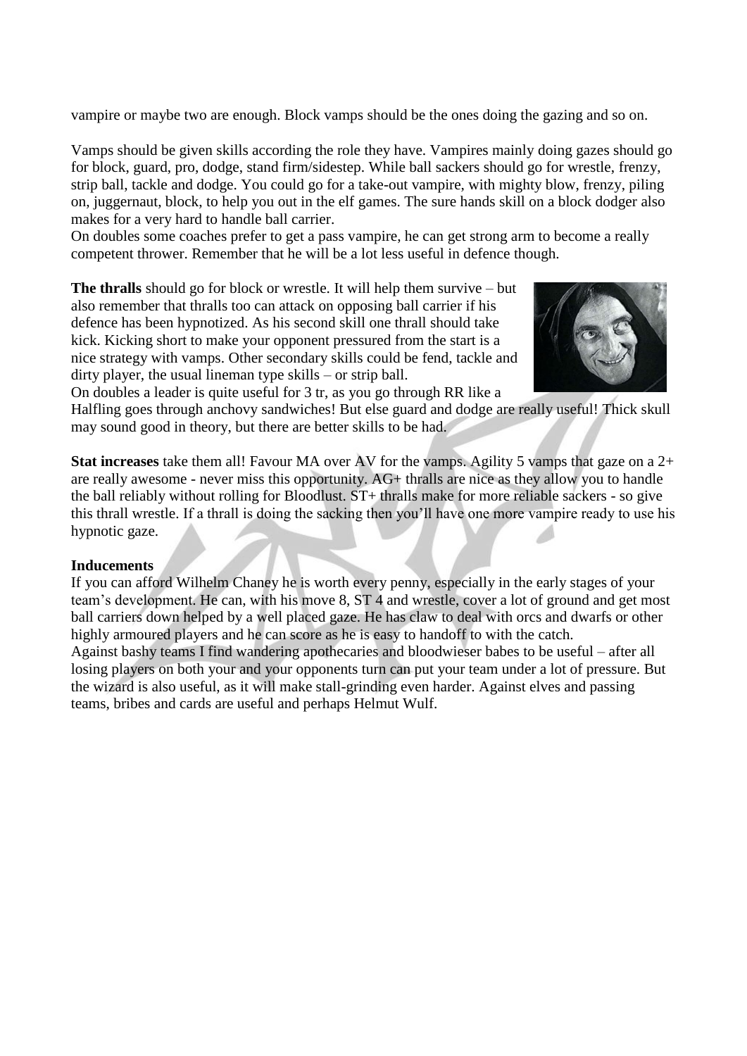vampire or maybe two are enough. Block vamps should be the ones doing the gazing and so on.

Vamps should be given skills according the role they have. Vampires mainly doing gazes should go for block, guard, pro, dodge, stand firm/sidestep. While ball sackers should go for wrestle, frenzy, strip ball, tackle and dodge. You could go for a take-out vampire, with mighty blow, frenzy, piling on, juggernaut, block, to help you out in the elf games. The sure hands skill on a block dodger also makes for a very hard to handle ball carrier.
On doubles some coaches prefer to get a pass vampire, he can get strong arm to become a really competent thrower. Remember that he will be a lot less useful in defence though.

**The thralls** should go for block or wrestle. It will help them survive – but also remember that thralls too can attack on opposing ball carrier if his defence has been hypnotized. As his second skill one thrall should take kick. Kicking short to make your opponent pressured from the start is a nice strategy with vamps. Other secondary skills could be fend, tackle and dirty player, the usual lineman type skills – or strip ball.
On doubles a leader is quite useful for 3 tr, as you go through RR like a Halfling goes through anchovy sandwiches! But else guard and dodge are really useful! Thick skull may sound good in theory, but there are better skills to be had.

**Stat increases** take them all! Favour MA over AV for the vamps. Agility 5 vamps that gaze on a 2+ are really awesome - never miss this opportunity. AG+ thralls are nice as they allow you to handle the ball reliably without rolling for Bloodlust. ST+ thralls make for more reliable sackers - so give this thrall wrestle. If a thrall is doing the sacking then you'll have one more vampire ready to use his hypnotic gaze.

**Inducements**
If you can afford Wilhelm Chaney he is worth every penny, especially in the early stages of your team's development. He can, with his move 8, ST 4 and wrestle, cover a lot of ground and get most ball carriers down helped by a well placed gaze. He has claw to deal with orcs and dwarfs or other highly armoured players and he can score as he is easy to handoff to with the catch.
Against bashy teams I find wandering apothecaries and bloodwieser babes to be useful – after all losing players on both your and your opponents turn can put your team under a lot of pressure. But the wizard is also useful, as it will make stall-grinding even harder. Against elves and passing teams, bribes and cards are useful and perhaps Helmut Wulf.